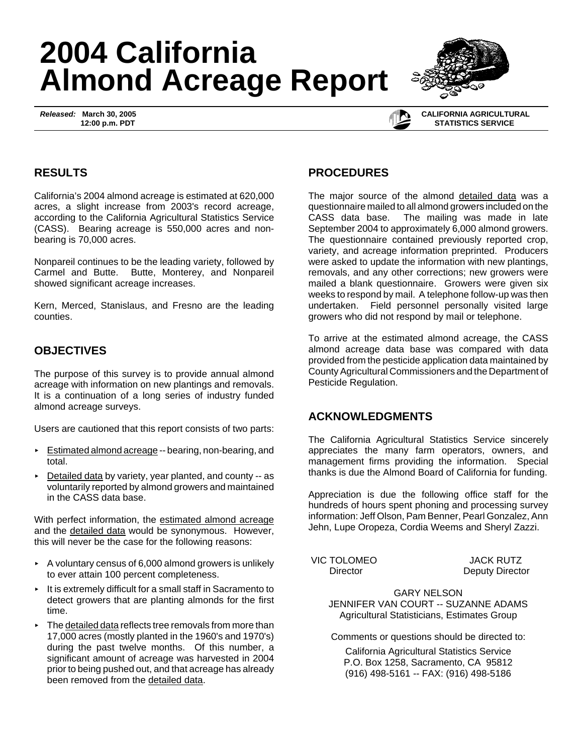# 2004 California Almond Acreage Report

***Released:*** **March 30, 2005**
**12:00 p.m. PDT**

**CALIFORNIA AGRICULTURAL STATISTICS SERVICE**

## RESULTS

California's 2004 almond acreage is estimated at 620,000 acres, a slight increase from 2003's record acreage, according to the California Agricultural Statistics Service (CASS). Bearing acreage is 550,000 acres and non-bearing is 70,000 acres.

Nonpareil continues to be the leading variety, followed by Carmel and Butte. Butte, Monterey, and Nonpareil showed significant acreage increases.

Kern, Merced, Stanislaus, and Fresno are the leading counties.

## OBJECTIVES

The purpose of this survey is to provide annual almond acreage with information on new plantings and removals. It is a continuation of a long series of industry funded almond acreage surveys.

Users are cautioned that this report consists of two parts:

- Estimated almond acreage -- bearing, non-bearing, and total.
- Detailed data by variety, year planted, and county -- as voluntarily reported by almond growers and maintained in the CASS data base.

With perfect information, the estimated almond acreage and the detailed data would be synonymous. However, this will never be the case for the following reasons:

- A voluntary census of 6,000 almond growers is unlikely to ever attain 100 percent completeness.
- It is extremely difficult for a small staff in Sacramento to detect growers that are planting almonds for the first time.
- The detailed data reflects tree removals from more than 17,000 acres (mostly planted in the 1960's and 1970's) during the past twelve months. Of this number, a significant amount of acreage was harvested in 2004 prior to being pushed out, and that acreage has already been removed from the detailed data.

## PROCEDURES

The major source of the almond detailed data was a questionnaire mailed to all almond growers included on the CASS data base. The mailing was made in late September 2004 to approximately 6,000 almond growers. The questionnaire contained previously reported crop, variety, and acreage information preprinted. Producers were asked to update the information with new plantings, removals, and any other corrections; new growers were mailed a blank questionnaire. Growers were given six weeks to respond by mail. A telephone follow-up was then undertaken. Field personnel personally visited large growers who did not respond by mail or telephone.

To arrive at the estimated almond acreage, the CASS almond acreage data base was compared with data provided from the pesticide application data maintained by County Agricultural Commissioners and the Department of Pesticide Regulation.

## ACKNOWLEDGMENTS

The California Agricultural Statistics Service sincerely appreciates the many farm operators, owners, and management firms providing the information. Special thanks is due the Almond Board of California for funding.

Appreciation is due the following office staff for the hundreds of hours spent phoning and processing survey information: Jeff Olson, Pam Benner, Pearl Gonzalez, Ann Jehn, Lupe Oropeza, Cordia Weems and Sheryl Zazzi.

VIC TOLOMEO
Director

JACK RUTZ
Deputy Director

GARY NELSON
JENNIFER VAN COURT -- SUZANNE ADAMS
Agricultural Statisticians, Estimates Group

Comments or questions should be directed to:

California Agricultural Statistics Service
P.O. Box 1258, Sacramento, CA 95812
(916) 498-5161 -- FAX: (916) 498-5186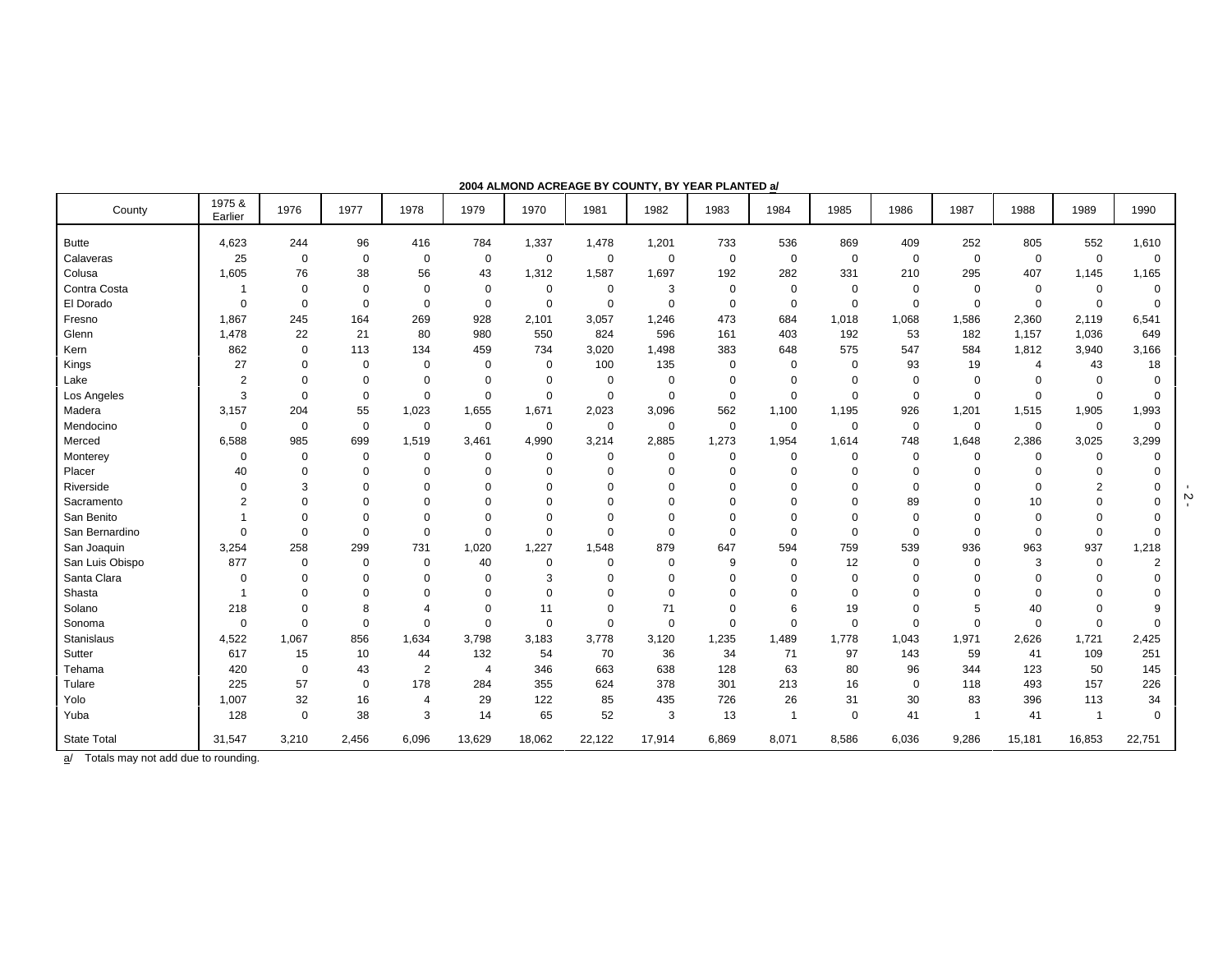**2004 ALMOND ACREAGE BY COUNTY, BY YEAR PLANTED a/**

| County | 1975 & Earlier | 1976 | 1977 | 1978 | 1979 | 1970 | 1981 | 1982 | 1983 | 1984 | 1985 | 1986 | 1987 | 1988 | 1989 | 1990 |
|---|---|---|---|---|---|---|---|---|---|---|---|---|---|---|---|---|
| Butte | 4,623 | 244 | 96 | 416 | 784 | 1,337 | 1,478 | 1,201 | 733 | 536 | 869 | 409 | 252 | 805 | 552 | 1,610 |
| Calaveras | 25 | 0 | 0 | 0 | 0 | 0 | 0 | 0 | 0 | 0 | 0 | 0 | 0 | 0 | 0 | 0 |
| Colusa | 1,605 | 76 | 38 | 56 | 43 | 1,312 | 1,587 | 1,697 | 192 | 282 | 331 | 210 | 295 | 407 | 1,145 | 1,165 |
| Contra Costa | 1 | 0 | 0 | 0 | 0 | 0 | 0 | 3 | 0 | 0 | 0 | 0 | 0 | 0 | 0 | 0 |
| El Dorado | 0 | 0 | 0 | 0 | 0 | 0 | 0 | 0 | 0 | 0 | 0 | 0 | 0 | 0 | 0 | 0 |
| Fresno | 1,867 | 245 | 164 | 269 | 928 | 2,101 | 3,057 | 1,246 | 473 | 684 | 1,018 | 1,068 | 1,586 | 2,360 | 2,119 | 6,541 |
| Glenn | 1,478 | 22 | 21 | 80 | 980 | 550 | 824 | 596 | 161 | 403 | 192 | 53 | 182 | 1,157 | 1,036 | 649 |
| Kern | 862 | 0 | 113 | 134 | 459 | 734 | 3,020 | 1,498 | 383 | 648 | 575 | 547 | 584 | 1,812 | 3,940 | 3,166 |
| Kings | 27 | 0 | 0 | 0 | 0 | 0 | 100 | 135 | 0 | 0 | 0 | 93 | 19 | 4 | 43 | 18 |
| Lake | 2 | 0 | 0 | 0 | 0 | 0 | 0 | 0 | 0 | 0 | 0 | 0 | 0 | 0 | 0 | 0 |
| Los Angeles | 3 | 0 | 0 | 0 | 0 | 0 | 0 | 0 | 0 | 0 | 0 | 0 | 0 | 0 | 0 | 0 |
| Madera | 3,157 | 204 | 55 | 1,023 | 1,655 | 1,671 | 2,023 | 3,096 | 562 | 1,100 | 1,195 | 926 | 1,201 | 1,515 | 1,905 | 1,993 |
| Mendocino | 0 | 0 | 0 | 0 | 0 | 0 | 0 | 0 | 0 | 0 | 0 | 0 | 0 | 0 | 0 | 0 |
| Merced | 6,588 | 985 | 699 | 1,519 | 3,461 | 4,990 | 3,214 | 2,885 | 1,273 | 1,954 | 1,614 | 748 | 1,648 | 2,386 | 3,025 | 3,299 |
| Monterey | 0 | 0 | 0 | 0 | 0 | 0 | 0 | 0 | 0 | 0 | 0 | 0 | 0 | 0 | 0 | 0 |
| Placer | 40 | 0 | 0 | 0 | 0 | 0 | 0 | 0 | 0 | 0 | 0 | 0 | 0 | 0 | 0 | 0 |
| Riverside | 0 | 3 | 0 | 0 | 0 | 0 | 0 | 0 | 0 | 0 | 0 | 0 | 0 | 0 | 2 | 0 |
| Sacramento | 2 | 0 | 0 | 0 | 0 | 0 | 0 | 0 | 0 | 0 | 0 | 89 | 0 | 10 | 0 | 0 |
| San Benito | 1 | 0 | 0 | 0 | 0 | 0 | 0 | 0 | 0 | 0 | 0 | 0 | 0 | 0 | 0 | 0 |
| San Bernardino | 0 | 0 | 0 | 0 | 0 | 0 | 0 | 0 | 0 | 0 | 0 | 0 | 0 | 0 | 0 | 0 |
| San Joaquin | 3,254 | 258 | 299 | 731 | 1,020 | 1,227 | 1,548 | 879 | 647 | 594 | 759 | 539 | 936 | 963 | 937 | 1,218 |
| San Luis Obispo | 877 | 0 | 0 | 0 | 40 | 0 | 0 | 0 | 9 | 0 | 12 | 0 | 0 | 3 | 0 | 2 |
| Santa Clara | 0 | 0 | 0 | 0 | 0 | 3 | 0 | 0 | 0 | 0 | 0 | 0 | 0 | 0 | 0 | 0 |
| Shasta | 1 | 0 | 0 | 0 | 0 | 0 | 0 | 0 | 0 | 0 | 0 | 0 | 0 | 0 | 0 | 0 |
| Solano | 218 | 0 | 8 | 4 | 0 | 11 | 0 | 71 | 0 | 6 | 19 | 0 | 5 | 40 | 0 | 9 |
| Sonoma | 0 | 0 | 0 | 0 | 0 | 0 | 0 | 0 | 0 | 0 | 0 | 0 | 0 | 0 | 0 | 0 |
| Stanislaus | 4,522 | 1,067 | 856 | 1,634 | 3,798 | 3,183 | 3,778 | 3,120 | 1,235 | 1,489 | 1,778 | 1,043 | 1,971 | 2,626 | 1,721 | 2,425 |
| Sutter | 617 | 15 | 10 | 44 | 132 | 54 | 70 | 36 | 34 | 71 | 97 | 143 | 59 | 41 | 109 | 251 |
| Tehama | 420 | 0 | 43 | 2 | 4 | 346 | 663 | 638 | 128 | 63 | 80 | 96 | 344 | 123 | 50 | 145 |
| Tulare | 225 | 57 | 0 | 178 | 284 | 355 | 624 | 378 | 301 | 213 | 16 | 0 | 118 | 493 | 157 | 226 |
| Yolo | 1,007 | 32 | 16 | 4 | 29 | 122 | 85 | 435 | 726 | 26 | 31 | 30 | 83 | 396 | 113 | 34 |
| Yuba | 128 | 0 | 38 | 3 | 14 | 65 | 52 | 3 | 13 | 1 | 0 | 41 | 1 | 41 | 1 | 0 |
| State Total | 31,547 | 3,210 | 2,456 | 6,096 | 13,629 | 18,062 | 22,122 | 17,914 | 6,869 | 8,071 | 8,586 | 6,036 | 9,286 | 15,181 | 16,853 | 22,751 |

a/ Totals may not add due to rounding.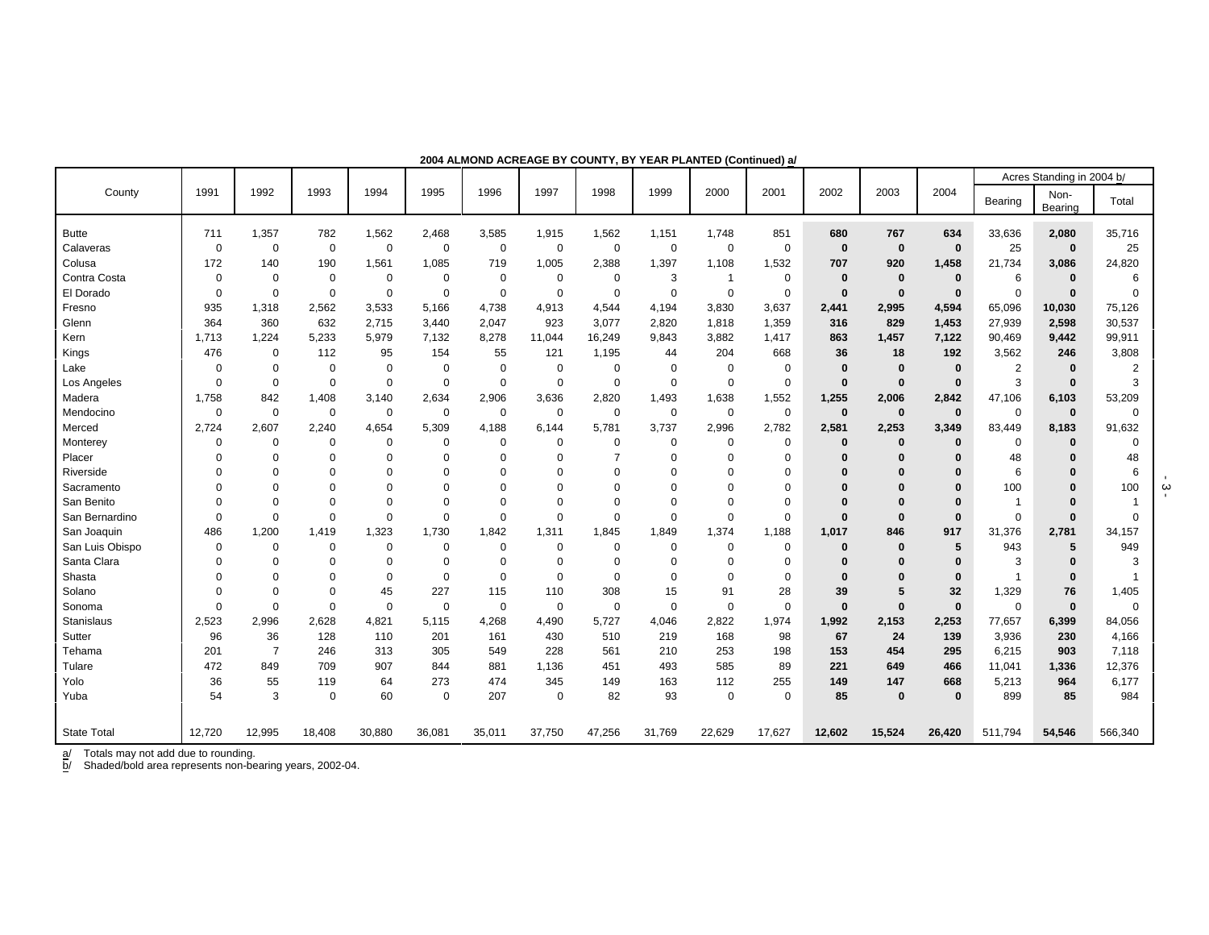**2004 ALMOND ACREAGE BY COUNTY, BY YEAR PLANTED (Continued) a/**

| County | 1991 | 1992 | 1993 | 1994 | 1995 | 1996 | 1997 | 1998 | 1999 | 2000 | 2001 | 2002 | 2003 | 2004 | Acres Standing in 2004 b/ | | |
|---|---|---|---|---|---|---|---|---|---|---|---|---|---|---|---|---|---|
| | | | | | | | | | | | | | | | Bearing | Non-Bearing | Total |
| Butte | 711 | 1,357 | 782 | 1,562 | 2,468 | 3,585 | 1,915 | 1,562 | 1,151 | 1,748 | 851 | **680** | **767** | **634** | 33,636 | **2,080** | 35,716 |
| Calaveras | 0 | 0 | 0 | 0 | 0 | 0 | 0 | 0 | 0 | 0 | 0 | **0** | **0** | **0** | 25 | **0** | 25 |
| Colusa | 172 | 140 | 190 | 1,561 | 1,085 | 719 | 1,005 | 2,388 | 1,397 | 1,108 | 1,532 | **707** | **920** | **1,458** | 21,734 | **3,086** | 24,820 |
| Contra Costa | 0 | 0 | 0 | 0 | 0 | 0 | 0 | 0 | 3 | 1 | 0 | **0** | **0** | **0** | 6 | **0** | 6 |
| El Dorado | 0 | 0 | 0 | 0 | 0 | 0 | 0 | 0 | 0 | 0 | 0 | **0** | **0** | **0** | 0 | **0** | 0 |
| Fresno | 935 | 1,318 | 2,562 | 3,533 | 5,166 | 4,738 | 4,913 | 4,544 | 4,194 | 3,830 | 3,637 | **2,441** | **2,995** | **4,594** | 65,096 | **10,030** | 75,126 |
| Glenn | 364 | 360 | 632 | 2,715 | 3,440 | 2,047 | 923 | 3,077 | 2,820 | 1,818 | 1,359 | **316** | **829** | **1,453** | 27,939 | **2,598** | 30,537 |
| Kern | 1,713 | 1,224 | 5,233 | 5,979 | 7,132 | 8,278 | 11,044 | 16,249 | 9,843 | 3,882 | 1,417 | **863** | **1,457** | **7,122** | 90,469 | **9,442** | 99,911 |
| Kings | 476 | 0 | 112 | 95 | 154 | 55 | 121 | 1,195 | 44 | 204 | 668 | **36** | **18** | **192** | 3,562 | **246** | 3,808 |
| Lake | 0 | 0 | 0 | 0 | 0 | 0 | 0 | 0 | 0 | 0 | 0 | **0** | **0** | **0** | 2 | **0** | 2 |
| Los Angeles | 0 | 0 | 0 | 0 | 0 | 0 | 0 | 0 | 0 | 0 | 0 | **0** | **0** | **0** | 3 | **0** | 3 |
| Madera | 1,758 | 842 | 1,408 | 3,140 | 2,634 | 2,906 | 3,636 | 2,820 | 1,493 | 1,638 | 1,552 | **1,255** | **2,006** | **2,842** | 47,106 | **6,103** | 53,209 |
| Mendocino | 0 | 0 | 0 | 0 | 0 | 0 | 0 | 0 | 0 | 0 | 0 | **0** | **0** | **0** | 0 | **0** | 0 |
| Merced | 2,724 | 2,607 | 2,240 | 4,654 | 5,309 | 4,188 | 6,144 | 5,781 | 3,737 | 2,996 | 2,782 | **2,581** | **2,253** | **3,349** | 83,449 | **8,183** | 91,632 |
| Monterey | 0 | 0 | 0 | 0 | 0 | 0 | 0 | 0 | 0 | 0 | 0 | **0** | **0** | **0** | 0 | **0** | 0 |
| Placer | 0 | 0 | 0 | 0 | 0 | 0 | 0 | 7 | 0 | 0 | 0 | **0** | **0** | **0** | 48 | **0** | 48 |
| Riverside | 0 | 0 | 0 | 0 | 0 | 0 | 0 | 0 | 0 | 0 | 0 | **0** | **0** | **0** | 6 | **0** | 6 |
| Sacramento | 0 | 0 | 0 | 0 | 0 | 0 | 0 | 0 | 0 | 0 | 0 | **0** | **0** | **0** | 100 | **0** | 100 |
| San Benito | 0 | 0 | 0 | 0 | 0 | 0 | 0 | 0 | 0 | 0 | 0 | **0** | **0** | **0** | 1 | **0** | 1 |
| San Bernardino | 0 | 0 | 0 | 0 | 0 | 0 | 0 | 0 | 0 | 0 | 0 | **0** | **0** | **0** | 0 | **0** | 0 |
| San Joaquin | 486 | 1,200 | 1,419 | 1,323 | 1,730 | 1,842 | 1,311 | 1,845 | 1,849 | 1,374 | 1,188 | **1,017** | **846** | **917** | 31,376 | **2,781** | 34,157 |
| San Luis Obispo | 0 | 0 | 0 | 0 | 0 | 0 | 0 | 0 | 0 | 0 | 0 | **0** | **0** | **5** | 943 | **5** | 949 |
| Santa Clara | 0 | 0 | 0 | 0 | 0 | 0 | 0 | 0 | 0 | 0 | 0 | **0** | **0** | **0** | 3 | **0** | 3 |
| Shasta | 0 | 0 | 0 | 0 | 0 | 0 | 0 | 0 | 0 | 0 | 0 | **0** | **0** | **0** | 1 | **0** | 1 |
| Solano | 0 | 0 | 0 | 45 | 227 | 115 | 110 | 308 | 15 | 91 | 28 | **39** | **5** | **32** | 1,329 | **76** | 1,405 |
| Sonoma | 0 | 0 | 0 | 0 | 0 | 0 | 0 | 0 | 0 | 0 | 0 | **0** | **0** | **0** | 0 | **0** | 0 |
| Stanislaus | 2,523 | 2,996 | 2,628 | 4,821 | 5,115 | 4,268 | 4,490 | 5,727 | 4,046 | 2,822 | 1,974 | **1,992** | **2,153** | **2,253** | 77,657 | **6,399** | 84,056 |
| Sutter | 96 | 36 | 128 | 110 | 201 | 161 | 430 | 510 | 219 | 168 | 98 | **67** | **24** | **139** | 3,936 | **230** | 4,166 |
| Tehama | 201 | 7 | 246 | 313 | 305 | 549 | 228 | 561 | 210 | 253 | 198 | **153** | **454** | **295** | 6,215 | **903** | 7,118 |
| Tulare | 472 | 849 | 709 | 907 | 844 | 881 | 1,136 | 451 | 493 | 585 | 89 | **221** | **649** | **466** | 11,041 | **1,336** | 12,376 |
| Yolo | 36 | 55 | 119 | 64 | 273 | 474 | 345 | 149 | 163 | 112 | 255 | **149** | **147** | **668** | 5,213 | **964** | 6,177 |
| Yuba | 54 | 3 | 0 | 60 | 0 | 207 | 0 | 82 | 93 | 0 | 0 | **85** | **0** | **0** | 899 | **85** | 984 |
| State Total | 12,720 | 12,995 | 18,408 | 30,880 | 36,081 | 35,011 | 37,750 | 47,256 | 31,769 | 22,629 | 17,627 | **12,602** | **15,524** | **26,420** | 511,794 | **54,546** | 566,340 |

a/ Totals may not add due to rounding.
b/ Shaded/bold area represents non-bearing years, 2002-04.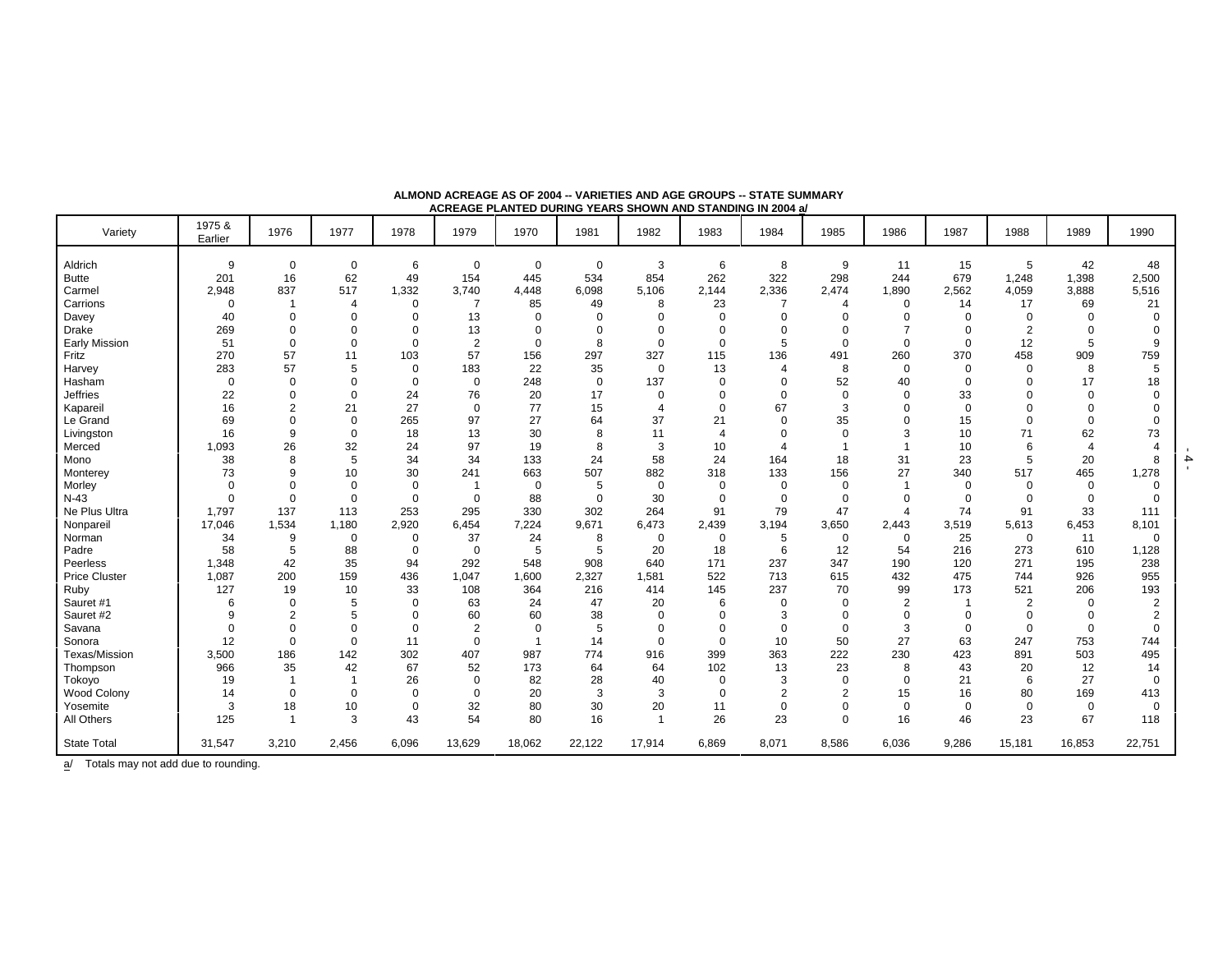**ALMOND ACREAGE AS OF 2004 -- VARIETIES AND AGE GROUPS -- STATE SUMMARY**
**ACREAGE PLANTED DURING YEARS SHOWN AND STANDING IN 2004 a/**

| Variety | 1975 & Earlier | 1976 | 1977 | 1978 | 1979 | 1970 | 1981 | 1982 | 1983 | 1984 | 1985 | 1986 | 1987 | 1988 | 1989 | 1990 |
|---|---|---|---|---|---|---|---|---|---|---|---|---|---|---|---|---|
| Aldrich | 9 | 0 | 0 | 6 | 0 | 0 | 0 | 3 | 6 | 8 | 9 | 11 | 15 | 5 | 42 | 48 |
| Butte | 201 | 16 | 62 | 49 | 154 | 445 | 534 | 854 | 262 | 322 | 298 | 244 | 679 | 1,248 | 1,398 | 2,500 |
| Carmel | 2,948 | 837 | 517 | 1,332 | 3,740 | 4,448 | 6,098 | 5,106 | 2,144 | 2,336 | 2,474 | 1,890 | 2,562 | 4,059 | 3,888 | 5,516 |
| Carrions | 0 | 1 | 4 | 0 | 7 | 85 | 49 | 8 | 23 | 7 | 4 | 0 | 14 | 17 | 69 | 21 |
| Davey | 40 | 0 | 0 | 0 | 13 | 0 | 0 | 0 | 0 | 0 | 0 | 0 | 0 | 0 | 0 | 0 |
| Drake | 269 | 0 | 0 | 0 | 13 | 0 | 0 | 0 | 0 | 0 | 0 | 7 | 0 | 2 | 0 | 0 |
| Early Mission | 51 | 0 | 0 | 0 | 2 | 0 | 8 | 0 | 0 | 5 | 0 | 0 | 0 | 12 | 5 | 9 |
| Fritz | 270 | 57 | 11 | 103 | 57 | 156 | 297 | 327 | 115 | 136 | 491 | 260 | 370 | 458 | 909 | 759 |
| Harvey | 283 | 57 | 5 | 0 | 183 | 22 | 35 | 0 | 13 | 4 | 8 | 0 | 0 | 0 | 8 | 5 |
| Hasham | 0 | 0 | 0 | 0 | 0 | 248 | 0 | 137 | 0 | 0 | 52 | 40 | 0 | 0 | 17 | 18 |
| Jeffries | 22 | 0 | 0 | 24 | 76 | 20 | 17 | 0 | 0 | 0 | 0 | 0 | 33 | 0 | 0 | 0 |
| Kapareil | 16 | 2 | 21 | 27 | 0 | 77 | 15 | 4 | 0 | 67 | 3 | 0 | 0 | 0 | 0 | 0 |
| Le Grand | 69 | 0 | 0 | 265 | 97 | 27 | 64 | 37 | 21 | 0 | 35 | 0 | 15 | 0 | 0 | 0 |
| Livingston | 16 | 9 | 0 | 18 | 13 | 30 | 8 | 11 | 4 | 0 | 0 | 3 | 10 | 71 | 62 | 73 |
| Merced | 1,093 | 26 | 32 | 24 | 97 | 19 | 8 | 3 | 10 | 4 | 1 | 1 | 10 | 6 | 4 | 4 |
| Mono | 38 | 8 | 5 | 34 | 34 | 133 | 24 | 58 | 24 | 164 | 18 | 31 | 23 | 5 | 20 | 8 |
| Monterey | 73 | 9 | 10 | 30 | 241 | 663 | 507 | 882 | 318 | 133 | 156 | 27 | 340 | 517 | 465 | 1,278 |
| Morley | 0 | 0 | 0 | 0 | 1 | 0 | 5 | 0 | 0 | 0 | 0 | 1 | 0 | 0 | 0 | 0 |
| N-43 | 0 | 0 | 0 | 0 | 0 | 88 | 0 | 30 | 0 | 0 | 0 | 0 | 0 | 0 | 0 | 0 |
| Ne Plus Ultra | 1,797 | 137 | 113 | 253 | 295 | 330 | 302 | 264 | 91 | 79 | 47 | 4 | 74 | 91 | 33 | 111 |
| Nonpareil | 17,046 | 1,534 | 1,180 | 2,920 | 6,454 | 7,224 | 9,671 | 6,473 | 2,439 | 3,194 | 3,650 | 2,443 | 3,519 | 5,613 | 6,453 | 8,101 |
| Norman | 34 | 9 | 0 | 0 | 37 | 24 | 8 | 0 | 0 | 5 | 0 | 0 | 25 | 0 | 11 | 0 |
| Padre | 58 | 5 | 88 | 0 | 0 | 5 | 5 | 20 | 18 | 6 | 12 | 54 | 216 | 273 | 610 | 1,128 |
| Peerless | 1,348 | 42 | 35 | 94 | 292 | 548 | 908 | 640 | 171 | 237 | 347 | 190 | 120 | 271 | 195 | 238 |
| Price Cluster | 1,087 | 200 | 159 | 436 | 1,047 | 1,600 | 2,327 | 1,581 | 522 | 713 | 615 | 432 | 475 | 744 | 926 | 955 |
| Ruby | 127 | 19 | 10 | 33 | 108 | 364 | 216 | 414 | 145 | 237 | 70 | 99 | 173 | 521 | 206 | 193 |
| Sauret #1 | 6 | 0 | 5 | 0 | 63 | 24 | 47 | 20 | 6 | 0 | 0 | 2 | 1 | 2 | 0 | 2 |
| Sauret #2 | 9 | 2 | 5 | 0 | 60 | 60 | 38 | 0 | 0 | 3 | 0 | 0 | 0 | 0 | 0 | 2 |
| Savana | 0 | 0 | 0 | 0 | 2 | 0 | 5 | 0 | 0 | 0 | 0 | 3 | 0 | 0 | 0 | 0 |
| Sonora | 12 | 0 | 0 | 11 | 0 | 1 | 14 | 0 | 0 | 10 | 50 | 27 | 63 | 247 | 753 | 744 |
| Texas/Mission | 3,500 | 186 | 142 | 302 | 407 | 987 | 774 | 916 | 399 | 363 | 222 | 230 | 423 | 891 | 503 | 495 |
| Thompson | 966 | 35 | 42 | 67 | 52 | 173 | 64 | 64 | 102 | 13 | 23 | 8 | 43 | 20 | 12 | 14 |
| Tokoyo | 19 | 1 | 1 | 26 | 0 | 82 | 28 | 40 | 0 | 3 | 0 | 0 | 21 | 6 | 27 | 0 |
| Wood Colony | 14 | 0 | 0 | 0 | 0 | 20 | 3 | 3 | 0 | 2 | 2 | 15 | 16 | 80 | 169 | 413 |
| Yosemite | 3 | 18 | 10 | 0 | 32 | 80 | 30 | 20 | 11 | 0 | 0 | 0 | 0 | 0 | 0 | 0 |
| All Others | 125 | 1 | 3 | 43 | 54 | 80 | 16 | 1 | 26 | 23 | 0 | 16 | 46 | 23 | 67 | 118 |
| State Total | 31,547 | 3,210 | 2,456 | 6,096 | 13,629 | 18,062 | 22,122 | 17,914 | 6,869 | 8,071 | 8,586 | 6,036 | 9,286 | 15,181 | 16,853 | 22,751 |

a/ Totals may not add due to rounding.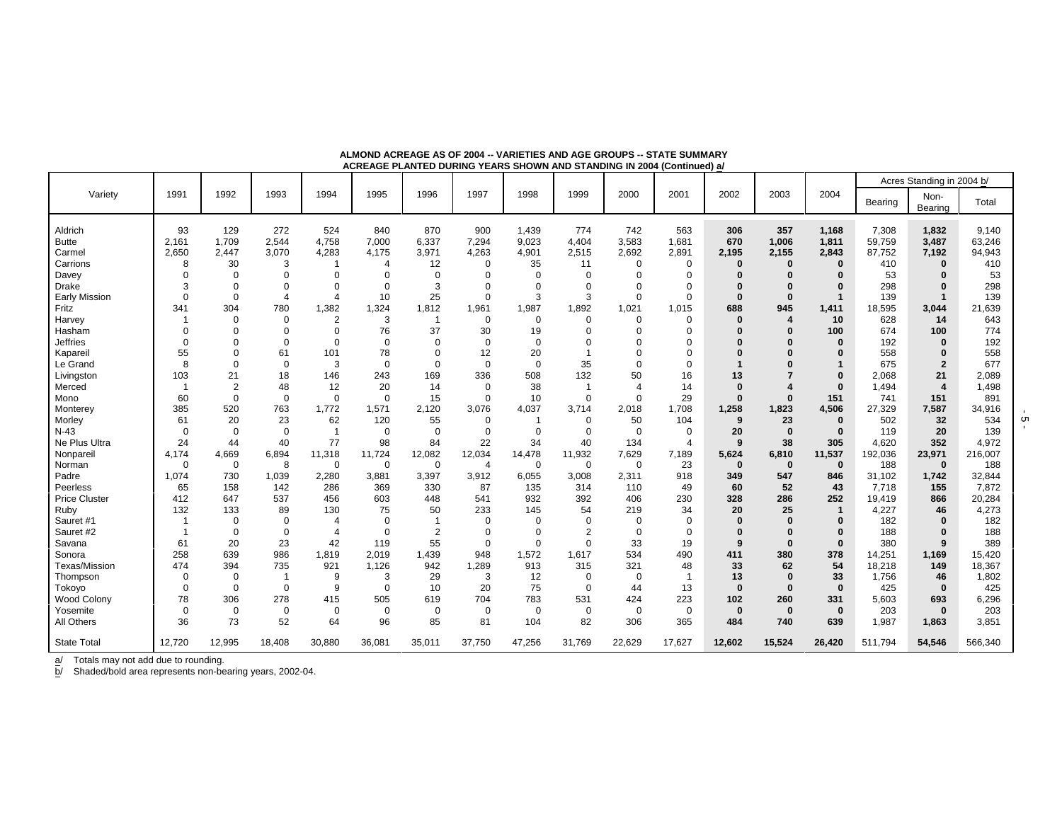**ALMOND ACREAGE AS OF 2004 -- VARIETIES AND AGE GROUPS -- STATE SUMMARY**
**ACREAGE PLANTED DURING YEARS SHOWN AND STANDING IN 2004 (Continued) a/**

| Variety | 1991 | 1992 | 1993 | 1994 | 1995 | 1996 | 1997 | 1998 | 1999 | 2000 | 2001 | 2002 | 2003 | 2004 | Acres Standing in 2004 b/ | | |
|---|---|---|---|---|---|---|---|---|---|---|---|---|---|---|---|---|---|
| | | | | | | | | | | | | | | | Bearing | Non-Bearing | Total |
| Aldrich | 93 | 129 | 272 | 524 | 840 | 870 | 900 | 1,439 | 774 | 742 | 563 | **306** | **357** | **1,168** | 7,308 | **1,832** | 9,140 |
| Butte | 2,161 | 1,709 | 2,544 | 4,758 | 7,000 | 6,337 | 7,294 | 9,023 | 4,404 | 3,583 | 1,681 | **670** | **1,006** | **1,811** | 59,759 | **3,487** | 63,246 |
| Carmel | 2,650 | 2,447 | 3,070 | 4,283 | 4,175 | 3,971 | 4,263 | 4,901 | 2,515 | 2,692 | 2,891 | **2,195** | **2,155** | **2,843** | 87,752 | **7,192** | 94,943 |
| Carrions | 8 | 30 | 3 | 1 | 4 | 12 | 0 | 35 | 11 | 0 | 0 | **0** | **0** | **0** | 410 | **0** | 410 |
| Davey | 0 | 0 | 0 | 0 | 0 | 0 | 0 | 0 | 0 | 0 | 0 | **0** | **0** | **0** | 53 | **0** | 53 |
| Drake | 3 | 0 | 0 | 0 | 0 | 3 | 0 | 0 | 0 | 0 | 0 | **0** | **0** | **0** | 298 | **0** | 298 |
| Early Mission | 0 | 0 | 4 | 4 | 10 | 25 | 0 | 3 | 3 | 0 | 0 | **0** | **0** | **1** | 139 | **1** | 139 |
| Fritz | 341 | 304 | 780 | 1,382 | 1,324 | 1,812 | 1,961 | 1,987 | 1,892 | 1,021 | 1,015 | **688** | **945** | **1,411** | 18,595 | **3,044** | 21,639 |
| Harvey | 1 | 0 | 0 | 2 | 3 | 1 | 0 | 0 | 0 | 0 | 0 | **0** | **4** | **10** | 628 | **14** | 643 |
| Hasham | 0 | 0 | 0 | 0 | 76 | 37 | 30 | 19 | 0 | 0 | 0 | **0** | **0** | **100** | 674 | **100** | 774 |
| Jeffries | 0 | 0 | 0 | 0 | 0 | 0 | 0 | 0 | 0 | 0 | 0 | **0** | **0** | **0** | 192 | **0** | 192 |
| Kapareil | 55 | 0 | 61 | 101 | 78 | 0 | 12 | 20 | 1 | 0 | 0 | **0** | **0** | **0** | 558 | **0** | 558 |
| Le Grand | 8 | 0 | 0 | 3 | 0 | 0 | 0 | 0 | 35 | 0 | 0 | **1** | **0** | **1** | 675 | **2** | 677 |
| Livingston | 103 | 21 | 18 | 146 | 243 | 169 | 336 | 508 | 132 | 50 | 16 | **13** | **7** | **0** | 2,068 | **21** | 2,089 |
| Merced | 1 | 2 | 48 | 12 | 20 | 14 | 0 | 38 | 1 | 4 | 14 | **0** | **4** | **0** | 1,494 | **4** | 1,498 |
| Mono | 60 | 0 | 0 | 0 | 0 | 15 | 0 | 10 | 0 | 0 | 29 | **0** | **0** | **151** | 741 | **151** | 891 |
| Monterey | 385 | 520 | 763 | 1,772 | 1,571 | 2,120 | 3,076 | 4,037 | 3,714 | 2,018 | 1,708 | **1,258** | **1,823** | **4,506** | 27,329 | **7,587** | 34,916 |
| Morley | 61 | 20 | 23 | 62 | 120 | 55 | 0 | 1 | 0 | 50 | 104 | **9** | **23** | **0** | 502 | **32** | 534 |
| N-43 | 0 | 0 | 0 | 1 | 0 | 0 | 0 | 0 | 0 | 0 | 0 | **20** | **0** | **0** | 119 | **20** | 139 |
| Ne Plus Ultra | 24 | 44 | 40 | 77 | 98 | 84 | 22 | 34 | 40 | 134 | 4 | **9** | **38** | **305** | 4,620 | **352** | 4,972 |
| Nonpareil | 4,174 | 4,669 | 6,894 | 11,318 | 11,724 | 12,082 | 12,034 | 14,478 | 11,932 | 7,629 | 7,189 | **5,624** | **6,810** | **11,537** | 192,036 | **23,971** | 216,007 |
| Norman | 0 | 0 | 8 | 0 | 0 | 0 | 4 | 0 | 0 | 0 | 23 | **0** | **0** | **0** | 188 | **0** | 188 |
| Padre | 1,074 | 730 | 1,039 | 2,280 | 3,881 | 3,397 | 3,912 | 6,055 | 3,008 | 2,311 | 918 | **349** | **547** | **846** | 31,102 | **1,742** | 32,844 |
| Peerless | 65 | 158 | 142 | 286 | 369 | 330 | 87 | 135 | 314 | 110 | 49 | **60** | **52** | **43** | 7,718 | **155** | 7,872 |
| Price Cluster | 412 | 647 | 537 | 456 | 603 | 448 | 541 | 932 | 392 | 406 | 230 | **328** | **286** | **252** | 19,419 | **866** | 20,284 |
| Ruby | 132 | 133 | 89 | 130 | 75 | 50 | 233 | 145 | 54 | 219 | 34 | **20** | **25** | **1** | 4,227 | **46** | 4,273 |
| Sauret #1 | 1 | 0 | 0 | 4 | 0 | 1 | 0 | 0 | 0 | 0 | 0 | **0** | **0** | **0** | 182 | **0** | 182 |
| Sauret #2 | 1 | 0 | 0 | 4 | 0 | 2 | 0 | 0 | 2 | 0 | 0 | **0** | **0** | **0** | 188 | **0** | 188 |
| Savana | 61 | 20 | 23 | 42 | 119 | 55 | 0 | 0 | 0 | 33 | 19 | **9** | **0** | **0** | 380 | **9** | 389 |
| Sonora | 258 | 639 | 986 | 1,819 | 2,019 | 1,439 | 948 | 1,572 | 1,617 | 534 | 490 | **411** | **380** | **378** | 14,251 | **1,169** | 15,420 |
| Texas/Mission | 474 | 394 | 735 | 921 | 1,126 | 942 | 1,289 | 913 | 315 | 321 | 48 | **33** | **62** | **54** | 18,218 | **149** | 18,367 |
| Thompson | 0 | 0 | 1 | 9 | 3 | 29 | 3 | 12 | 0 | 0 | 1 | **13** | **0** | **33** | 1,756 | **46** | 1,802 |
| Tokoyo | 0 | 0 | 0 | 9 | 0 | 10 | 20 | 75 | 0 | 44 | 13 | **0** | **0** | **0** | 425 | **0** | 425 |
| Wood Colony | 78 | 306 | 278 | 415 | 505 | 619 | 704 | 783 | 531 | 424 | 223 | **102** | **260** | **331** | 5,603 | **693** | 6,296 |
| Yosemite | 0 | 0 | 0 | 0 | 0 | 0 | 0 | 0 | 0 | 0 | 0 | **0** | **0** | **0** | 203 | **0** | 203 |
| All Others | 36 | 73 | 52 | 64 | 96 | 85 | 81 | 104 | 82 | 306 | 365 | **484** | **740** | **639** | 1,987 | **1,863** | 3,851 |
| State Total | 12,720 | 12,995 | 18,408 | 30,880 | 36,081 | 35,011 | 37,750 | 47,256 | 31,769 | 22,629 | 17,627 | **12,602** | **15,524** | **26,420** | 511,794 | **54,546** | 566,340 |

a/ Totals may not add due to rounding.
b/ Shaded/bold area represents non-bearing years, 2002-04.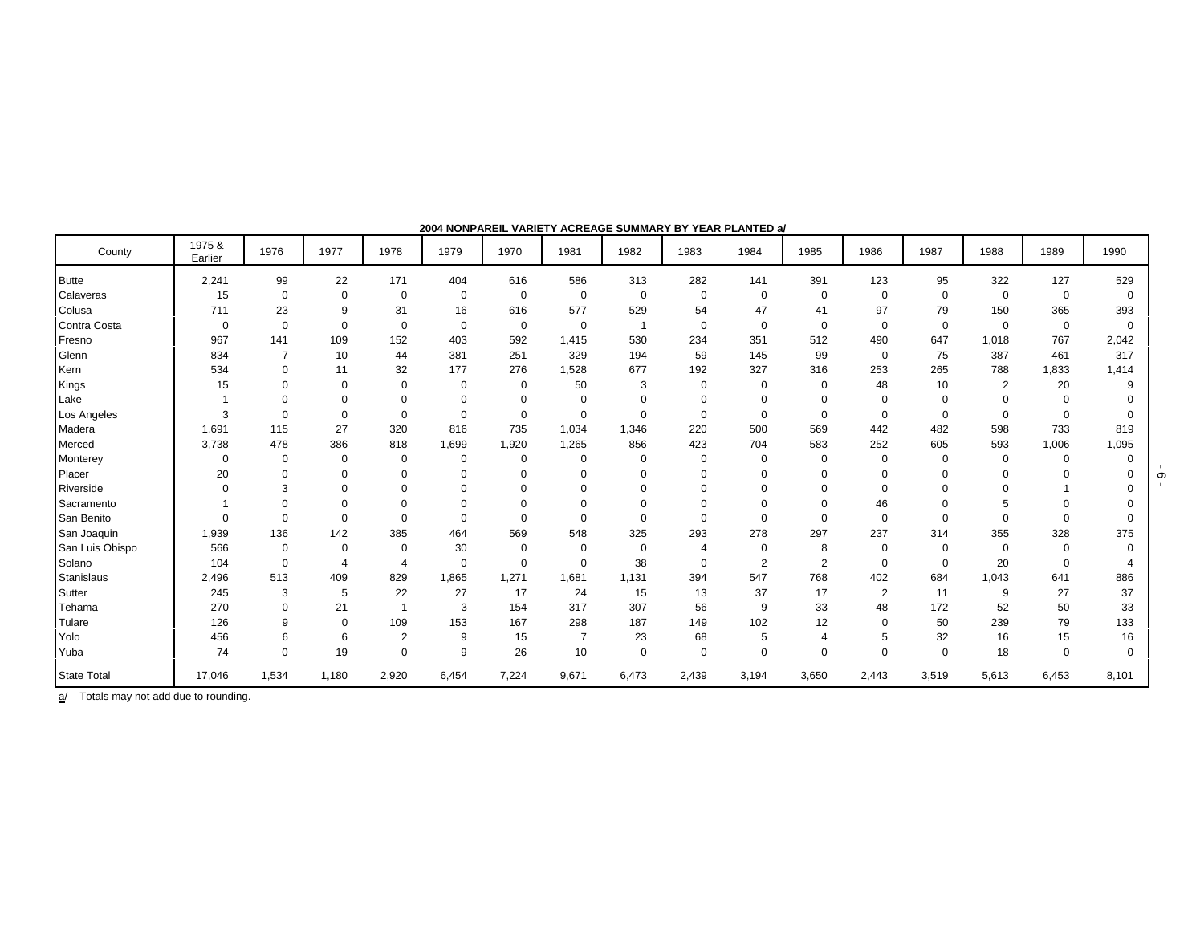**2004 NONPAREIL VARIETY ACREAGE SUMMARY BY YEAR PLANTED a/**

| County | 1975 & Earlier | 1976 | 1977 | 1978 | 1979 | 1970 | 1981 | 1982 | 1983 | 1984 | 1985 | 1986 | 1987 | 1988 | 1989 | 1990 |
|---|---|---|---|---|---|---|---|---|---|---|---|---|---|---|---|---|
| Butte | 2,241 | 99 | 22 | 171 | 404 | 616 | 586 | 313 | 282 | 141 | 391 | 123 | 95 | 322 | 127 | 529 |
| Calaveras | 15 | 0 | 0 | 0 | 0 | 0 | 0 | 0 | 0 | 0 | 0 | 0 | 0 | 0 | 0 | 0 |
| Colusa | 711 | 23 | 9 | 31 | 16 | 616 | 577 | 529 | 54 | 47 | 41 | 97 | 79 | 150 | 365 | 393 |
| Contra Costa | 0 | 0 | 0 | 0 | 0 | 0 | 0 | 1 | 0 | 0 | 0 | 0 | 0 | 0 | 0 | 0 |
| Fresno | 967 | 141 | 109 | 152 | 403 | 592 | 1,415 | 530 | 234 | 351 | 512 | 490 | 647 | 1,018 | 767 | 2,042 |
| Glenn | 834 | 7 | 10 | 44 | 381 | 251 | 329 | 194 | 59 | 145 | 99 | 0 | 75 | 387 | 461 | 317 |
| Kern | 534 | 0 | 11 | 32 | 177 | 276 | 1,528 | 677 | 192 | 327 | 316 | 253 | 265 | 788 | 1,833 | 1,414 |
| Kings | 15 | 0 | 0 | 0 | 0 | 0 | 50 | 3 | 0 | 0 | 0 | 48 | 10 | 2 | 20 | 9 |
| Lake | 1 | 0 | 0 | 0 | 0 | 0 | 0 | 0 | 0 | 0 | 0 | 0 | 0 | 0 | 0 | 0 |
| Los Angeles | 3 | 0 | 0 | 0 | 0 | 0 | 0 | 0 | 0 | 0 | 0 | 0 | 0 | 0 | 0 | 0 |
| Madera | 1,691 | 115 | 27 | 320 | 816 | 735 | 1,034 | 1,346 | 220 | 500 | 569 | 442 | 482 | 598 | 733 | 819 |
| Merced | 3,738 | 478 | 386 | 818 | 1,699 | 1,920 | 1,265 | 856 | 423 | 704 | 583 | 252 | 605 | 593 | 1,006 | 1,095 |
| Monterey | 0 | 0 | 0 | 0 | 0 | 0 | 0 | 0 | 0 | 0 | 0 | 0 | 0 | 0 | 0 | 0 |
| Placer | 20 | 0 | 0 | 0 | 0 | 0 | 0 | 0 | 0 | 0 | 0 | 0 | 0 | 0 | 0 | 0 |
| Riverside | 0 | 3 | 0 | 0 | 0 | 0 | 0 | 0 | 0 | 0 | 0 | 0 | 0 | 0 | 1 | 0 |
| Sacramento | 1 | 0 | 0 | 0 | 0 | 0 | 0 | 0 | 0 | 0 | 0 | 46 | 0 | 5 | 0 | 0 |
| San Benito | 0 | 0 | 0 | 0 | 0 | 0 | 0 | 0 | 0 | 0 | 0 | 0 | 0 | 0 | 0 | 0 |
| San Joaquin | 1,939 | 136 | 142 | 385 | 464 | 569 | 548 | 325 | 293 | 278 | 297 | 237 | 314 | 355 | 328 | 375 |
| San Luis Obispo | 566 | 0 | 0 | 0 | 30 | 0 | 0 | 0 | 4 | 0 | 8 | 0 | 0 | 0 | 0 | 0 |
| Solano | 104 | 0 | 4 | 4 | 0 | 0 | 0 | 38 | 0 | 2 | 2 | 0 | 0 | 20 | 0 | 4 |
| Stanislaus | 2,496 | 513 | 409 | 829 | 1,865 | 1,271 | 1,681 | 1,131 | 394 | 547 | 768 | 402 | 684 | 1,043 | 641 | 886 |
| Sutter | 245 | 3 | 5 | 22 | 27 | 17 | 24 | 15 | 13 | 37 | 17 | 2 | 11 | 9 | 27 | 37 |
| Tehama | 270 | 0 | 21 | 1 | 3 | 154 | 317 | 307 | 56 | 9 | 33 | 48 | 172 | 52 | 50 | 33 |
| Tulare | 126 | 9 | 0 | 109 | 153 | 167 | 298 | 187 | 149 | 102 | 12 | 0 | 50 | 239 | 79 | 133 |
| Yolo | 456 | 6 | 6 | 2 | 9 | 15 | 7 | 23 | 68 | 5 | 4 | 5 | 32 | 16 | 15 | 16 |
| Yuba | 74 | 0 | 19 | 0 | 9 | 26 | 10 | 0 | 0 | 0 | 0 | 0 | 0 | 18 | 0 | 0 |
| State Total | 17,046 | 1,534 | 1,180 | 2,920 | 6,454 | 7,224 | 9,671 | 6,473 | 2,439 | 3,194 | 3,650 | 2,443 | 3,519 | 5,613 | 6,453 | 8,101 |

a/ Totals may not add due to rounding.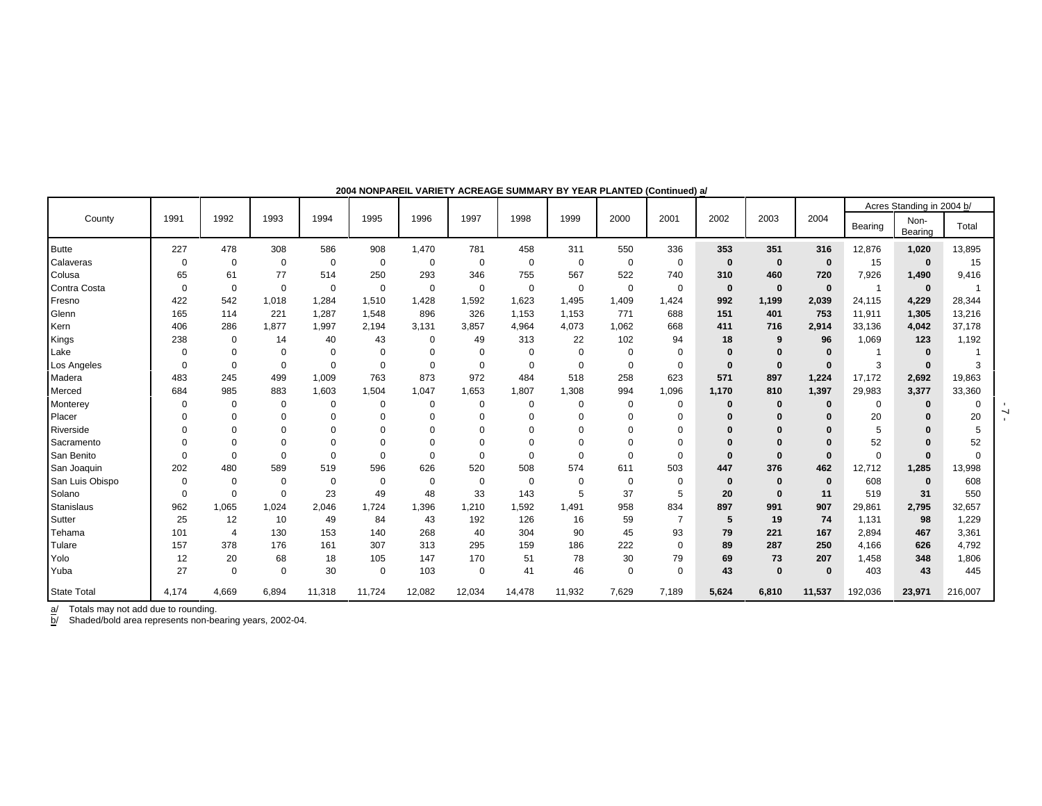**2004 NONPAREIL VARIETY ACREAGE SUMMARY BY YEAR PLANTED (Continued) a/**

| County | 1991 | 1992 | 1993 | 1994 | 1995 | 1996 | 1997 | 1998 | 1999 | 2000 | 2001 | 2002 | 2003 | 2004 | Acres Standing in 2004 b/ | | |
|---|---|---|---|---|---|---|---|---|---|---|---|---|---|---|---|---|---|
| | | | | | | | | | | | | | | | Bearing | Non-Bearing | Total |
| Butte | 227 | 478 | 308 | 586 | 908 | 1,470 | 781 | 458 | 311 | 550 | 336 | **353** | **351** | **316** | 12,876 | **1,020** | 13,895 |
| Calaveras | 0 | 0 | 0 | 0 | 0 | 0 | 0 | 0 | 0 | 0 | 0 | **0** | **0** | **0** | 15 | **0** | 15 |
| Colusa | 65 | 61 | 77 | 514 | 250 | 293 | 346 | 755 | 567 | 522 | 740 | **310** | **460** | **720** | 7,926 | **1,490** | 9,416 |
| Contra Costa | 0 | 0 | 0 | 0 | 0 | 0 | 0 | 0 | 0 | 0 | 0 | **0** | **0** | **0** | 1 | **0** | 1 |
| Fresno | 422 | 542 | 1,018 | 1,284 | 1,510 | 1,428 | 1,592 | 1,623 | 1,495 | 1,409 | 1,424 | **992** | **1,199** | **2,039** | 24,115 | **4,229** | 28,344 |
| Glenn | 165 | 114 | 221 | 1,287 | 1,548 | 896 | 326 | 1,153 | 1,153 | 771 | 688 | **151** | **401** | **753** | 11,911 | **1,305** | 13,216 |
| Kern | 406 | 286 | 1,877 | 1,997 | 2,194 | 3,131 | 3,857 | 4,964 | 4,073 | 1,062 | 668 | **411** | **716** | **2,914** | 33,136 | **4,042** | 37,178 |
| Kings | 238 | 0 | 14 | 40 | 43 | 0 | 49 | 313 | 22 | 102 | 94 | **18** | **9** | **96** | 1,069 | **123** | 1,192 |
| Lake | 0 | 0 | 0 | 0 | 0 | 0 | 0 | 0 | 0 | 0 | 0 | **0** | **0** | **0** | 1 | **0** | 1 |
| Los Angeles | 0 | 0 | 0 | 0 | 0 | 0 | 0 | 0 | 0 | 0 | 0 | **0** | **0** | **0** | 3 | **0** | 3 |
| Madera | 483 | 245 | 499 | 1,009 | 763 | 873 | 972 | 484 | 518 | 258 | 623 | **571** | **897** | **1,224** | 17,172 | **2,692** | 19,863 |
| Merced | 684 | 985 | 883 | 1,603 | 1,504 | 1,047 | 1,653 | 1,807 | 1,308 | 994 | 1,096 | **1,170** | **810** | **1,397** | 29,983 | **3,377** | 33,360 |
| Monterey | 0 | 0 | 0 | 0 | 0 | 0 | 0 | 0 | 0 | 0 | 0 | **0** | **0** | **0** | 0 | **0** | 0 |
| Placer | 0 | 0 | 0 | 0 | 0 | 0 | 0 | 0 | 0 | 0 | 0 | **0** | **0** | **0** | 20 | **0** | 20 |
| Riverside | 0 | 0 | 0 | 0 | 0 | 0 | 0 | 0 | 0 | 0 | 0 | **0** | **0** | **0** | 5 | **0** | 5 |
| Sacramento | 0 | 0 | 0 | 0 | 0 | 0 | 0 | 0 | 0 | 0 | 0 | **0** | **0** | **0** | 52 | **0** | 52 |
| San Benito | 0 | 0 | 0 | 0 | 0 | 0 | 0 | 0 | 0 | 0 | 0 | **0** | **0** | **0** | 0 | **0** | 0 |
| San Joaquin | 202 | 480 | 589 | 519 | 596 | 626 | 520 | 508 | 574 | 611 | 503 | **447** | **376** | **462** | 12,712 | **1,285** | 13,998 |
| San Luis Obispo | 0 | 0 | 0 | 0 | 0 | 0 | 0 | 0 | 0 | 0 | 0 | **0** | **0** | **0** | 608 | **0** | 608 |
| Solano | 0 | 0 | 0 | 23 | 49 | 48 | 33 | 143 | 5 | 37 | 5 | **20** | **0** | **11** | 519 | **31** | 550 |
| Stanislaus | 962 | 1,065 | 1,024 | 2,046 | 1,724 | 1,396 | 1,210 | 1,592 | 1,491 | 958 | 834 | **897** | **991** | **907** | 29,861 | **2,795** | 32,657 |
| Sutter | 25 | 12 | 10 | 49 | 84 | 43 | 192 | 126 | 16 | 59 | 7 | **5** | **19** | **74** | 1,131 | **98** | 1,229 |
| Tehama | 101 | 4 | 130 | 153 | 140 | 268 | 40 | 304 | 90 | 45 | 93 | **79** | **221** | **167** | 2,894 | **467** | 3,361 |
| Tulare | 157 | 378 | 176 | 161 | 307 | 313 | 295 | 159 | 186 | 222 | 0 | **89** | **287** | **250** | 4,166 | **626** | 4,792 |
| Yolo | 12 | 20 | 68 | 18 | 105 | 147 | 170 | 51 | 78 | 30 | 79 | **69** | **73** | **207** | 1,458 | **348** | 1,806 |
| Yuba | 27 | 0 | 0 | 30 | 0 | 103 | 0 | 41 | 46 | 0 | 0 | **43** | **0** | **0** | 403 | **43** | 445 |
| State Total | 4,174 | 4,669 | 6,894 | 11,318 | 11,724 | 12,082 | 12,034 | 14,478 | 11,932 | 7,629 | 7,189 | **5,624** | **6,810** | **11,537** | 192,036 | **23,971** | 216,007 |

a/ Totals may not add due to rounding.
b/ Shaded/bold area represents non-bearing years, 2002-04.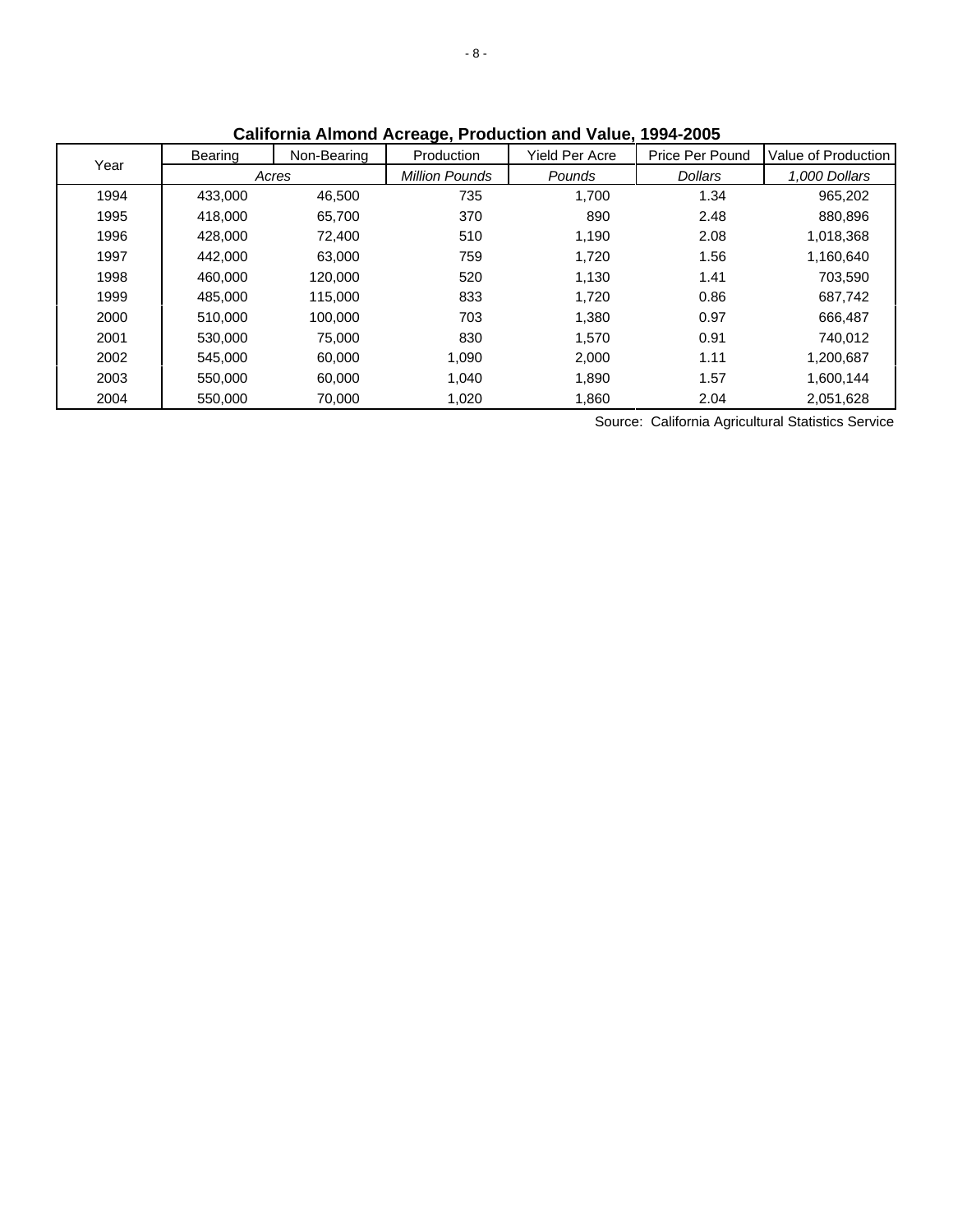**California Almond Acreage, Production and Value, 1994-2005**

| Year | Bearing | Non-Bearing | Production | Yield Per Acre | Price Per Pound | Value of Production |
|---|---|---|---|---|---|---|
| | *Acres* | | *Million Pounds* | *Pounds* | *Dollars* | *1,000 Dollars* |
| 1994 | 433,000 | 46,500 | 735 | 1,700 | 1.34 | 965,202 |
| 1995 | 418,000 | 65,700 | 370 | 890 | 2.48 | 880,896 |
| 1996 | 428,000 | 72,400 | 510 | 1,190 | 2.08 | 1,018,368 |
| 1997 | 442,000 | 63,000 | 759 | 1,720 | 1.56 | 1,160,640 |
| 1998 | 460,000 | 120,000 | 520 | 1,130 | 1.41 | 703,590 |
| 1999 | 485,000 | 115,000 | 833 | 1,720 | 0.86 | 687,742 |
| 2000 | 510,000 | 100,000 | 703 | 1,380 | 0.97 | 666,487 |
| 2001 | 530,000 | 75,000 | 830 | 1,570 | 0.91 | 740,012 |
| 2002 | 545,000 | 60,000 | 1,090 | 2,000 | 1.11 | 1,200,687 |
| 2003 | 550,000 | 60,000 | 1,040 | 1,890 | 1.57 | 1,600,144 |
| 2004 | 550,000 | 70,000 | 1,020 | 1,860 | 2.04 | 2,051,628 |

Source: California Agricultural Statistics Service